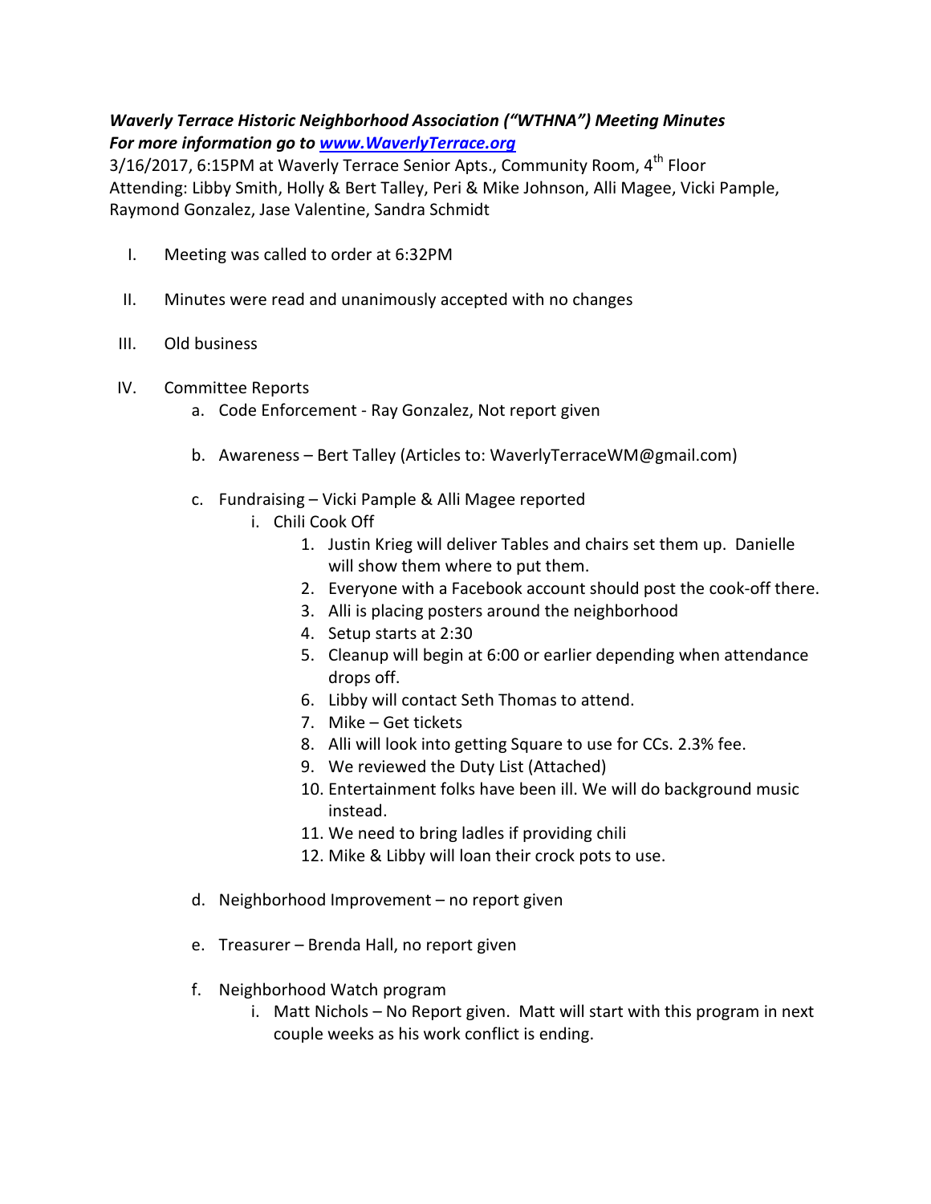***Waverly Terrace Historic Neighborhood Association ("WTHNA") Meeting Minutes***
***For more information go to [www.WaverlyTerrace.org](http://www.WaverlyTerrace.org)***

3/16/2017, 6:15PM at Waverly Terrace Senior Apts., Community Room, 4th Floor
Attending: Libby Smith, Holly & Bert Talley, Peri & Mike Johnson, Alli Magee, Vicki Pample, Raymond Gonzalez, Jase Valentine, Sandra Schmidt

I. Meeting was called to order at 6:32PM

II. Minutes were read and unanimously accepted with no changes

III. Old business

IV. Committee Reports
   a. Code Enforcement - Ray Gonzalez, Not report given
   b. Awareness – Bert Talley (Articles to: WaverlyTerraceWM@gmail.com)
   c. Fundraising – Vicki Pample & Alli Magee reported
      i. Chili Cook Off
         1. Justin Krieg will deliver Tables and chairs set them up. Danielle will show them where to put them.
         2. Everyone with a Facebook account should post the cook-off there.
         3. Alli is placing posters around the neighborhood
         4. Setup starts at 2:30
         5. Cleanup will begin at 6:00 or earlier depending when attendance drops off.
         6. Libby will contact Seth Thomas to attend.
         7. Mike – Get tickets
         8. Alli will look into getting Square to use for CCs. 2.3% fee.
         9. We reviewed the Duty List (Attached)
         10. Entertainment folks have been ill. We will do background music instead.
         11. We need to bring ladles if providing chili
         12. Mike & Libby will loan their crock pots to use.
   d. Neighborhood Improvement – no report given
   e. Treasurer – Brenda Hall, no report given
   f. Neighborhood Watch program
      i. Matt Nichols – No Report given. Matt will start with this program in next couple weeks as his work conflict is ending.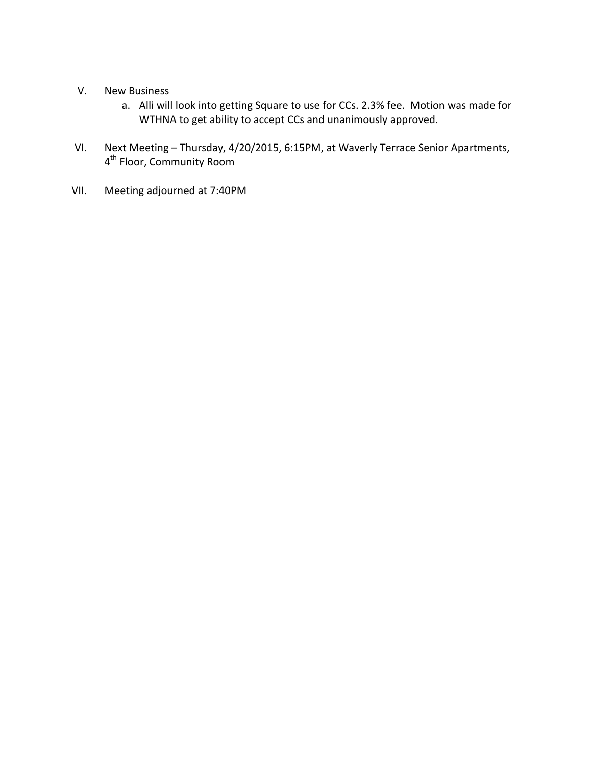V. New Business
   a. Alli will look into getting Square to use for CCs. 2.3% fee. Motion was made for WTHNA to get ability to accept CCs and unanimously approved.

VI. Next Meeting – Thursday, 4/20/2015, 6:15PM, at Waverly Terrace Senior Apartments, 4th Floor, Community Room

VII. Meeting adjourned at 7:40PM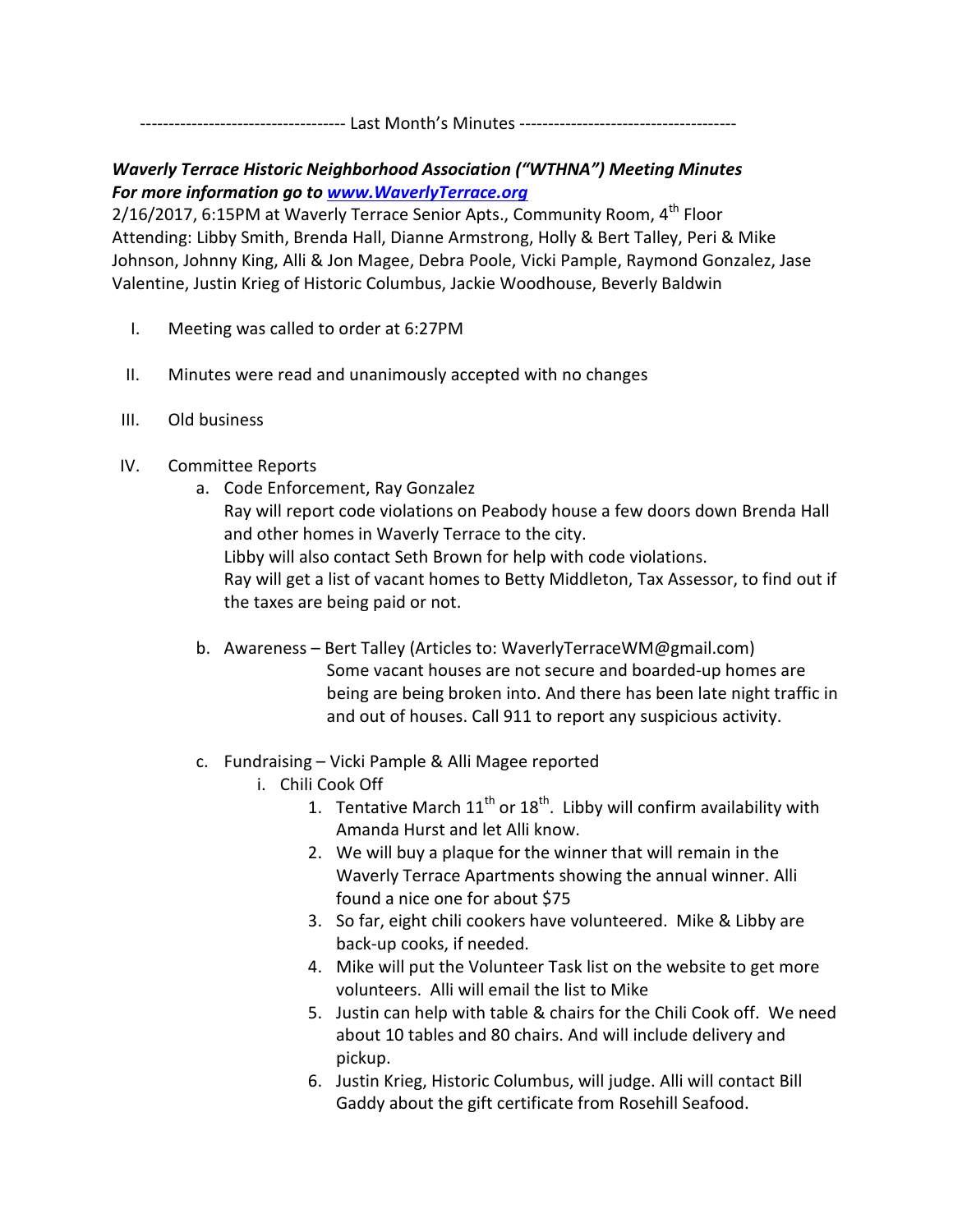----------------------------------- Last Month's Minutes -------------------------------------

***Waverly Terrace Historic Neighborhood Association ("WTHNA") Meeting Minutes***
***For more information go to [www.WaverlyTerrace.org](http://www.WaverlyTerrace.org)***

2/16/2017, 6:15PM at Waverly Terrace Senior Apts., Community Room, 4th Floor
Attending: Libby Smith, Brenda Hall, Dianne Armstrong, Holly & Bert Talley, Peri & Mike Johnson, Johnny King, Alli & Jon Magee, Debra Poole, Vicki Pample, Raymond Gonzalez, Jase Valentine, Justin Krieg of Historic Columbus, Jackie Woodhouse, Beverly Baldwin

I. Meeting was called to order at 6:27PM

II. Minutes were read and unanimously accepted with no changes

III. Old business

IV. Committee Reports
   a. Code Enforcement, Ray Gonzalez
      Ray will report code violations on Peabody house a few doors down Brenda Hall and other homes in Waverly Terrace to the city.
      Libby will also contact Seth Brown for help with code violations.
      Ray will get a list of vacant homes to Betty Middleton, Tax Assessor, to find out if the taxes are being paid or not.

   b. Awareness – Bert Talley (Articles to: WaverlyTerraceWM@gmail.com)
      Some vacant houses are not secure and boarded-up homes are being are being broken into. And there has been late night traffic in and out of houses. Call 911 to report any suspicious activity.

   c. Fundraising – Vicki Pample & Alli Magee reported
      i. Chili Cook Off
         1. Tentative March 11th or 18th. Libby will confirm availability with Amanda Hurst and let Alli know.
         2. We will buy a plaque for the winner that will remain in the Waverly Terrace Apartments showing the annual winner. Alli found a nice one for about $75
         3. So far, eight chili cookers have volunteered. Mike & Libby are back-up cooks, if needed.
         4. Mike will put the Volunteer Task list on the website to get more volunteers. Alli will email the list to Mike
         5. Justin can help with table & chairs for the Chili Cook off. We need about 10 tables and 80 chairs. And will include delivery and pickup.
         6. Justin Krieg, Historic Columbus, will judge. Alli will contact Bill Gaddy about the gift certificate from Rosehill Seafood.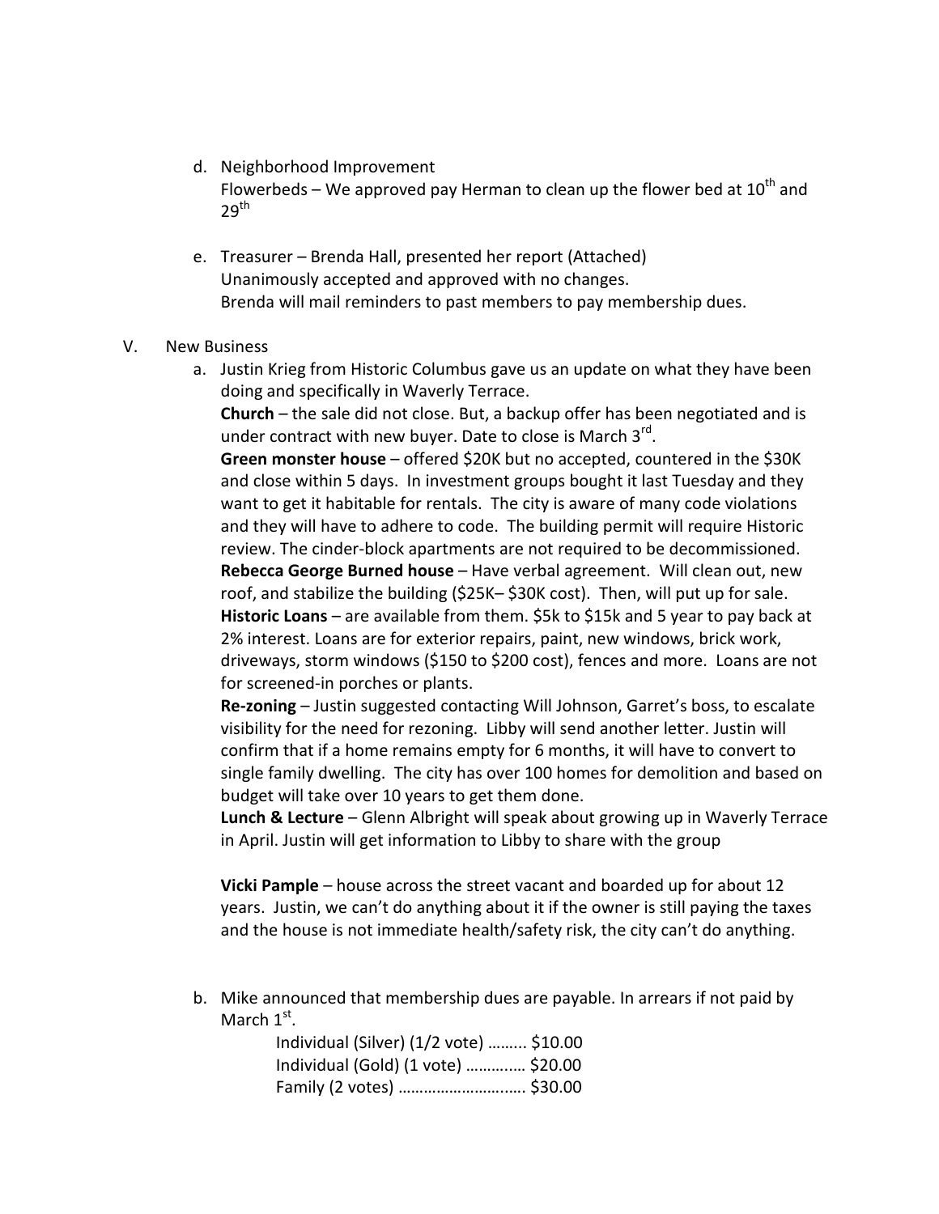d. Neighborhood Improvement
   Flowerbeds – We approved pay Herman to clean up the flower bed at 10th and 29th

e. Treasurer – Brenda Hall, presented her report (Attached)
   Unanimously accepted and approved with no changes.
   Brenda will mail reminders to past members to pay membership dues.

V. New Business

a. Justin Krieg from Historic Columbus gave us an update on what they have been doing and specifically in Waverly Terrace.
   **Church** – the sale did not close. But, a backup offer has been negotiated and is under contract with new buyer. Date to close is March 3rd.
   **Green monster house** – offered $20K but no accepted, countered in the $30K and close within 5 days. In investment groups bought it last Tuesday and they want to get it habitable for rentals. The city is aware of many code violations and they will have to adhere to code. The building permit will require Historic review. The cinder-block apartments are not required to be decommissioned.
   **Rebecca George Burned house** – Have verbal agreement. Will clean out, new roof, and stabilize the building ($25K– $30K cost). Then, will put up for sale.
   **Historic Loans** – are available from them. $5k to $15k and 5 year to pay back at 2% interest. Loans are for exterior repairs, paint, new windows, brick work, driveways, storm windows ($150 to $200 cost), fences and more. Loans are not for screened-in porches or plants.
   **Re-zoning** – Justin suggested contacting Will Johnson, Garret's boss, to escalate visibility for the need for rezoning. Libby will send another letter. Justin will confirm that if a home remains empty for 6 months, it will have to convert to single family dwelling. The city has over 100 homes for demolition and based on budget will take over 10 years to get them done.
   **Lunch & Lecture** – Glenn Albright will speak about growing up in Waverly Terrace in April. Justin will get information to Libby to share with the group

   **Vicki Pample** – house across the street vacant and boarded up for about 12 years. Justin, we can't do anything about it if the owner is still paying the taxes and the house is not immediate health/safety risk, the city can't do anything.

b. Mike announced that membership dues are payable. In arrears if not paid by March 1st.
   Individual (Silver) (1/2 vote) ……... $10.00
   Individual (Gold) (1 vote) ………..… $20.00
   Family (2 votes) ……………………..… $30.00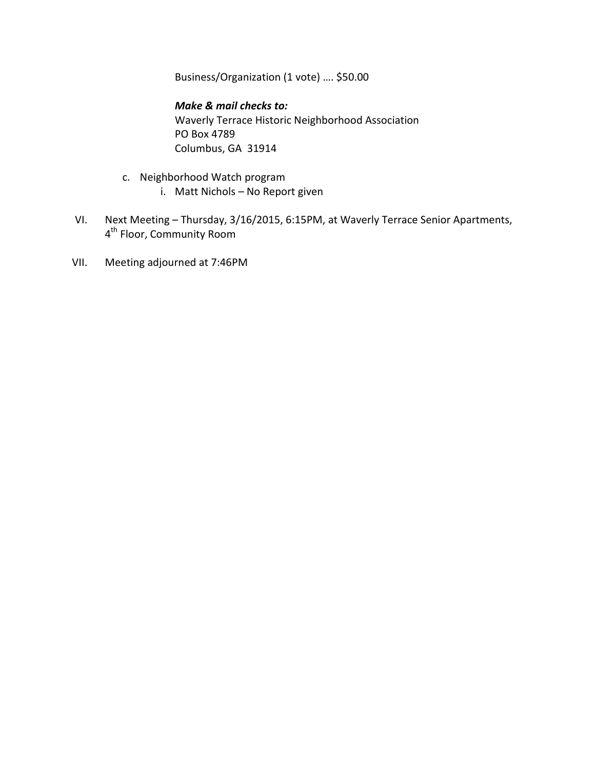Business/Organization (1 vote) …. $50.00

***Make & mail checks to:***
Waverly Terrace Historic Neighborhood Association
PO Box 4789
Columbus, GA 31914

c. Neighborhood Watch program
    i. Matt Nichols – No Report given

VI. Next Meeting – Thursday, 3/16/2015, 6:15PM, at Waverly Terrace Senior Apartments, 4th Floor, Community Room

VII. Meeting adjourned at 7:46PM